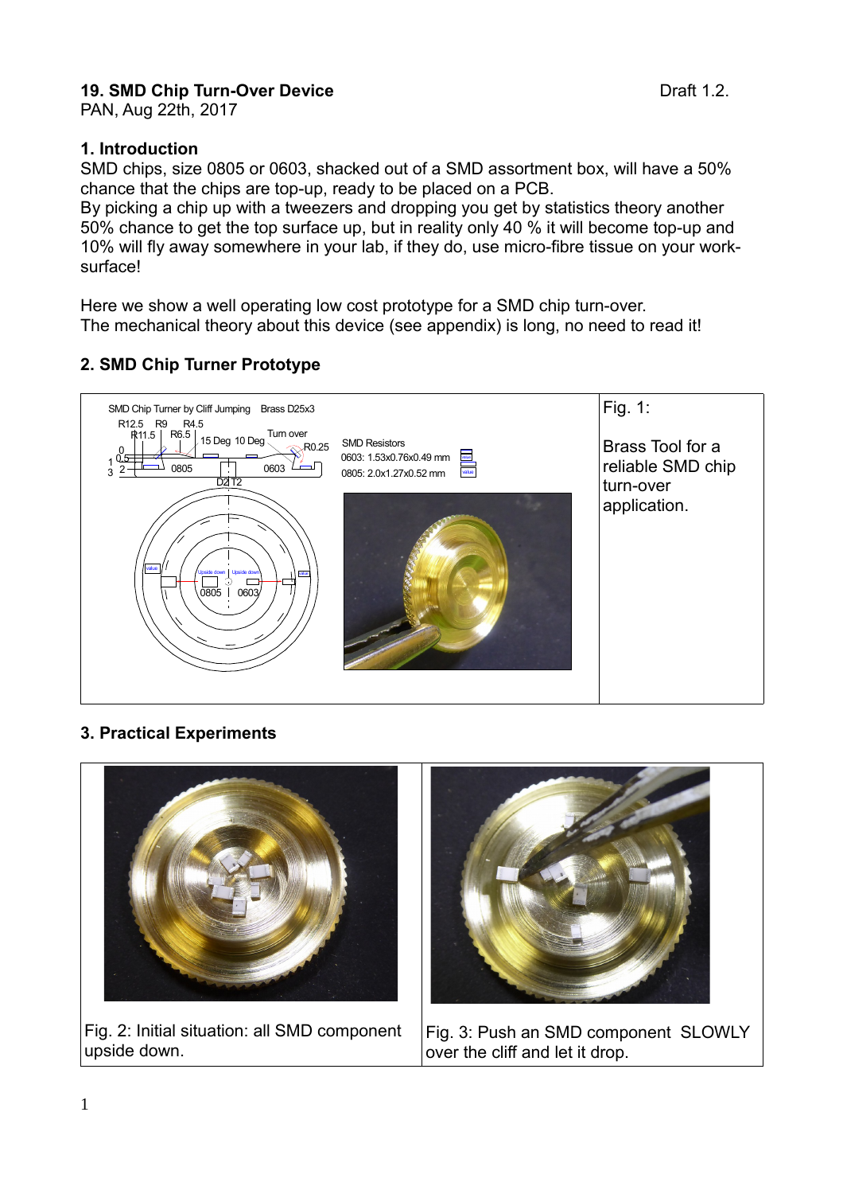**19. SMD Chip Turn-Over Device** Draft 1.2.
PAN, Aug 22th, 2017

## 1. Introduction

SMD chips, size 0805 or 0603, shacked out of a SMD assortment box, will have a 50% chance that the chips are top-up, ready to be placed on a PCB.
By picking a chip up with a tweezers and dropping you get by statistics theory another 50% chance to get the top surface up, but in reality only 40 % it will become top-up and 10% will fly away somewhere in your lab, if they do, use micro-fibre tissue on your work-surface!

Here we show a well operating low cost prototype for a SMD chip turn-over.
The mechanical theory about this device (see appendix) is long, no need to read it!

## 2. SMD Chip Turner Prototype

Fig. 1:

Brass Tool for a reliable SMD chip turn-over application.

## 3. Practical Experiments

Fig. 2: Initial situation: all SMD component upside down.

Fig. 3: Push an SMD component SLOWLY over the cliff and let it drop.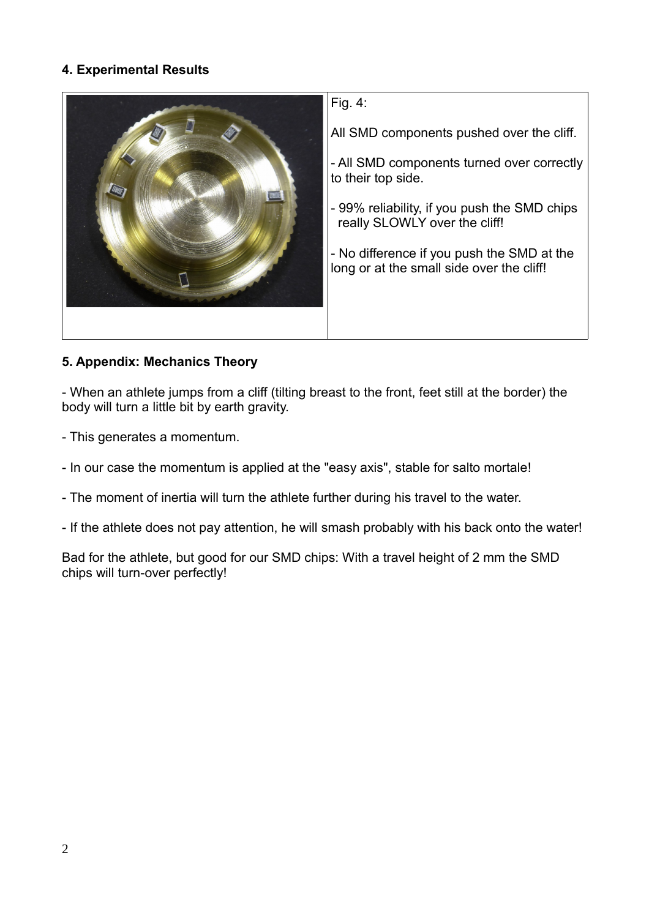## 4. Experimental Results

Fig. 4:

All SMD components pushed over the cliff.

- All SMD components turned over correctly to their top side.
- 99% reliability, if you push the SMD chips really SLOWLY over the cliff!
- No difference if you push the SMD at the long or at the small side over the cliff!

## 5. Appendix: Mechanics Theory

- When an athlete jumps from a cliff (tilting breast to the front, feet still at the border) the body will turn a little bit by earth gravity.
- This generates a momentum.
- In our case the momentum is applied at the "easy axis", stable for salto mortale!
- The moment of inertia will turn the athlete further during his travel to the water.
- If the athlete does not pay attention, he will smash probably with his back onto the water!

Bad for the athlete, but good for our SMD chips: With a travel height of 2 mm the SMD chips will turn-over perfectly!